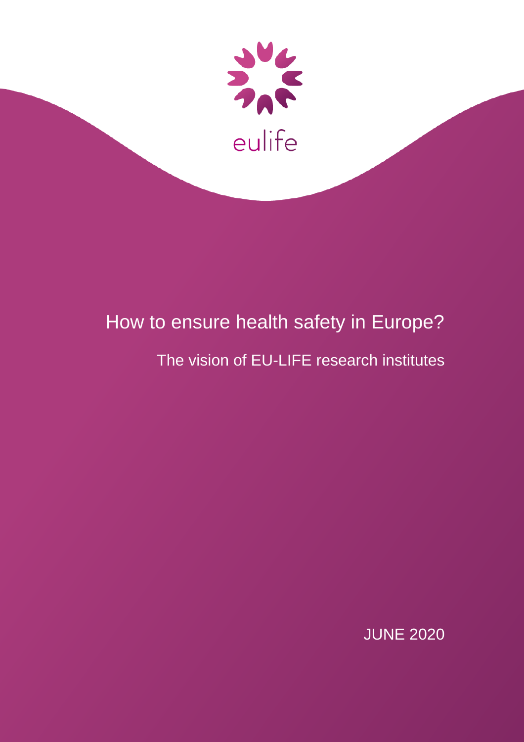eulife

# How to ensure health safety in Europe?

## The vision of EU-LIFE research institutes

JUNE 2020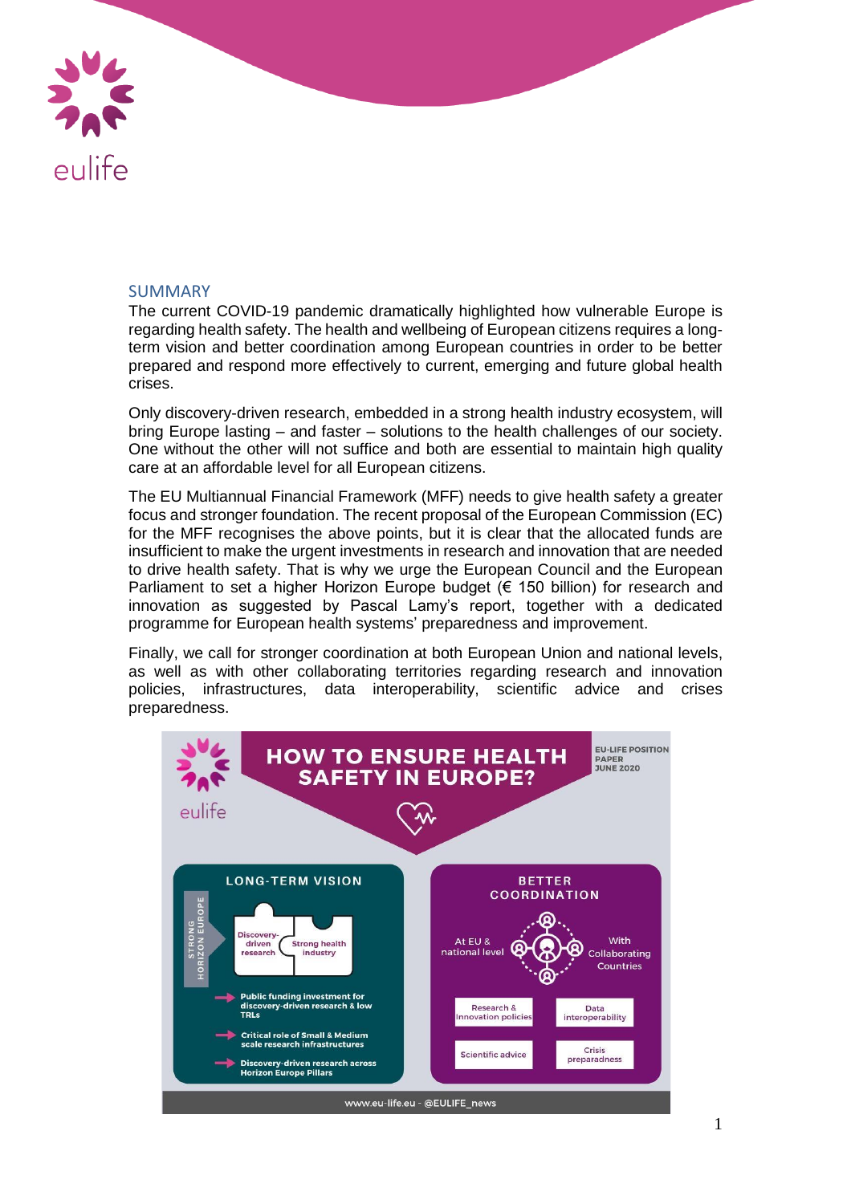## SUMMARY

The current COVID-19 pandemic dramatically highlighted how vulnerable Europe is regarding health safety. The health and wellbeing of European citizens requires a long-term vision and better coordination among European countries in order to be better prepared and respond more effectively to current, emerging and future global health crises.

Only discovery-driven research, embedded in a strong health industry ecosystem, will bring Europe lasting – and faster – solutions to the health challenges of our society. One without the other will not suffice and both are essential to maintain high quality care at an affordable level for all European citizens.

The EU Multiannual Financial Framework (MFF) needs to give health safety a greater focus and stronger foundation. The recent proposal of the European Commission (EC) for the MFF recognises the above points, but it is clear that the allocated funds are insufficient to make the urgent investments in research and innovation that are needed to drive health safety. That is why we urge the European Council and the European Parliament to set a higher Horizon Europe budget (€ 150 billion) for research and innovation as suggested by Pascal Lamy's report, together with a dedicated programme for European health systems' preparedness and improvement.

Finally, we call for stronger coordination at both European Union and national levels, as well as with other collaborating territories regarding research and innovation policies, infrastructures, data interoperability, scientific advice and crises preparedness.

**HOW TO ENSURE HEALTH SAFETY IN EUROPE?**

EU-LIFE POSITION PAPER JUNE 2020

**LONG-TERM VISION**

STRONG HORIZON EUROPE

- Discovery-driven research
- Strong health industry

- Public funding investment for discovery-driven research & low TRLs
- Critical role of Small & Medium scale research infrastructures
- Discovery-driven research across Horizon Europe Pillars

**BETTER COORDINATION**

At EU & national level — With Collaborating Countries

- Research & Innovation policies
- Data interoperability
- Scientific advice
- Crisis preparedness

www.eu-life.eu - @EULIFE_news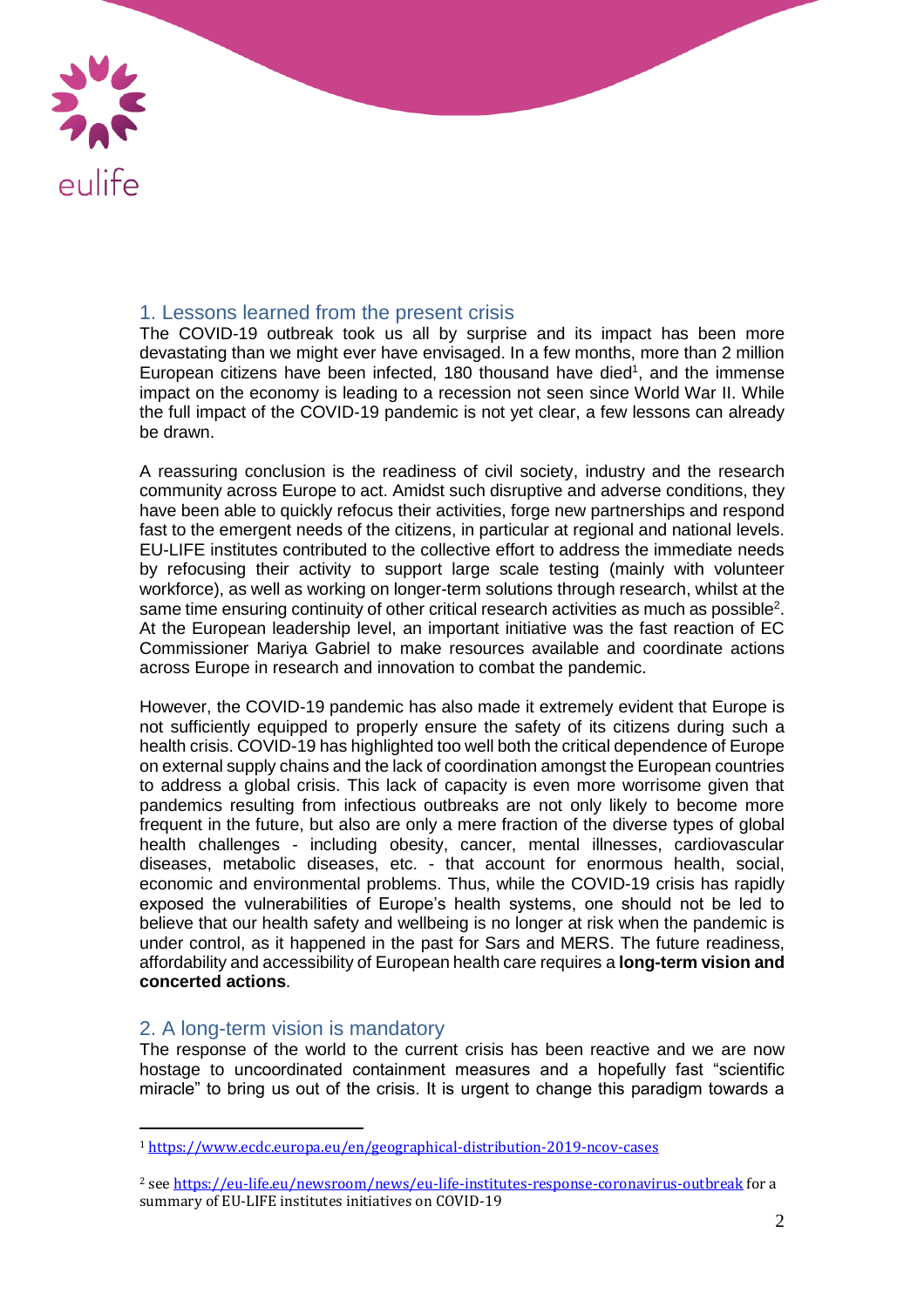## 1. Lessons learned from the present crisis

The COVID-19 outbreak took us all by surprise and its impact has been more devastating than we might ever have envisaged. In a few months, more than 2 million European citizens have been infected, 180 thousand have died[1], and the immense impact on the economy is leading to a recession not seen since World War II. While the full impact of the COVID-19 pandemic is not yet clear, a few lessons can already be drawn.

A reassuring conclusion is the readiness of civil society, industry and the research community across Europe to act. Amidst such disruptive and adverse conditions, they have been able to quickly refocus their activities, forge new partnerships and respond fast to the emergent needs of the citizens, in particular at regional and national levels. EU-LIFE institutes contributed to the collective effort to address the immediate needs by refocusing their activity to support large scale testing (mainly with volunteer workforce), as well as working on longer-term solutions through research, whilst at the same time ensuring continuity of other critical research activities as much as possible[2]. At the European leadership level, an important initiative was the fast reaction of EC Commissioner Mariya Gabriel to make resources available and coordinate actions across Europe in research and innovation to combat the pandemic.

However, the COVID-19 pandemic has also made it extremely evident that Europe is not sufficiently equipped to properly ensure the safety of its citizens during such a health crisis. COVID-19 has highlighted too well both the critical dependence of Europe on external supply chains and the lack of coordination amongst the European countries to address a global crisis. This lack of capacity is even more worrisome given that pandemics resulting from infectious outbreaks are not only likely to become more frequent in the future, but also are only a mere fraction of the diverse types of global health challenges - including obesity, cancer, mental illnesses, cardiovascular diseases, metabolic diseases, etc. - that account for enormous health, social, economic and environmental problems. Thus, while the COVID-19 crisis has rapidly exposed the vulnerabilities of Europe's health systems, one should not be led to believe that our health safety and wellbeing is no longer at risk when the pandemic is under control, as it happened in the past for Sars and MERS. The future readiness, affordability and accessibility of European health care requires a **long-term vision and concerted actions**.

## 2. A long-term vision is mandatory

The response of the world to the current crisis has been reactive and we are now hostage to uncoordinated containment measures and a hopefully fast "scientific miracle" to bring us out of the crisis. It is urgent to change this paradigm towards a

---

[1] https://www.ecdc.europa.eu/en/geographical-distribution-2019-ncov-cases

[2] see https://eu-life.eu/newsroom/news/eu-life-institutes-response-coronavirus-outbreak for a summary of EU-LIFE institutes initiatives on COVID-19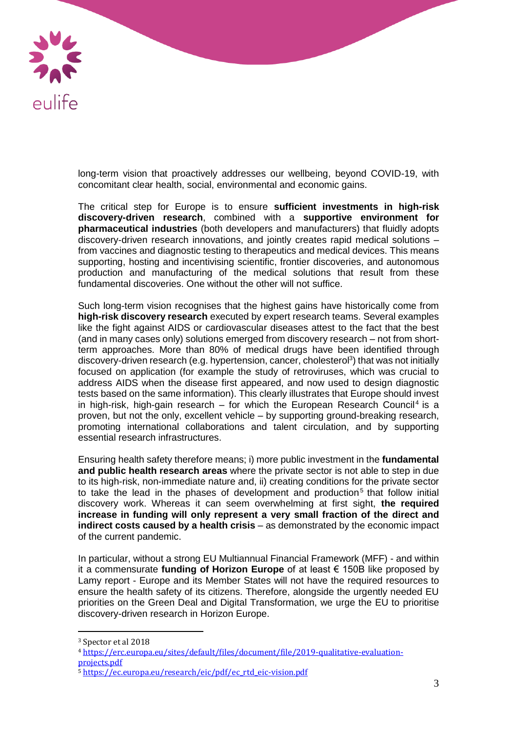long-term vision that proactively addresses our wellbeing, beyond COVID-19, with concomitant clear health, social, environmental and economic gains.

The critical step for Europe is to ensure **sufficient investments in high-risk discovery-driven research**, combined with a **supportive environment for pharmaceutical industries** (both developers and manufacturers) that fluidly adopts discovery-driven research innovations, and jointly creates rapid medical solutions – from vaccines and diagnostic testing to therapeutics and medical devices. This means supporting, hosting and incentivising scientific, frontier discoveries, and autonomous production and manufacturing of the medical solutions that result from these fundamental discoveries. One without the other will not suffice.

Such long-term vision recognises that the highest gains have historically come from **high-risk discovery research** executed by expert research teams. Several examples like the fight against AIDS or cardiovascular diseases attest to the fact that the best (and in many cases only) solutions emerged from discovery research – not from short-term approaches. More than 80% of medical drugs have been identified through discovery-driven research (e.g. hypertension, cancer, cholesterol[3]) that was not initially focused on application (for example the study of retroviruses, which was crucial to address AIDS when the disease first appeared, and now used to design diagnostic tests based on the same information). This clearly illustrates that Europe should invest in high-risk, high-gain research – for which the European Research Council[4] is a proven, but not the only, excellent vehicle – by supporting ground-breaking research, promoting international collaborations and talent circulation, and by supporting essential research infrastructures.

Ensuring health safety therefore means; i) more public investment in the **fundamental and public health research areas** where the private sector is not able to step in due to its high-risk, non-immediate nature and, ii) creating conditions for the private sector to take the lead in the phases of development and production[5] that follow initial discovery work. Whereas it can seem overwhelming at first sight, **the required increase in funding will only represent a very small fraction of the direct and indirect costs caused by a health crisis** – as demonstrated by the economic impact of the current pandemic.

In particular, without a strong EU Multiannual Financial Framework (MFF) - and within it a commensurate **funding of Horizon Europe** of at least € 150B like proposed by Lamy report - Europe and its Member States will not have the required resources to ensure the health safety of its citizens. Therefore, alongside the urgently needed EU priorities on the Green Deal and Digital Transformation, we urge the EU to prioritise discovery-driven research in Horizon Europe.

---

[3] Spector et al 2018

[4] https://erc.europa.eu/sites/default/files/document/file/2019-qualitative-evaluation-projects.pdf

[5] https://ec.europa.eu/research/eic/pdf/ec_rtd_eic-vision.pdf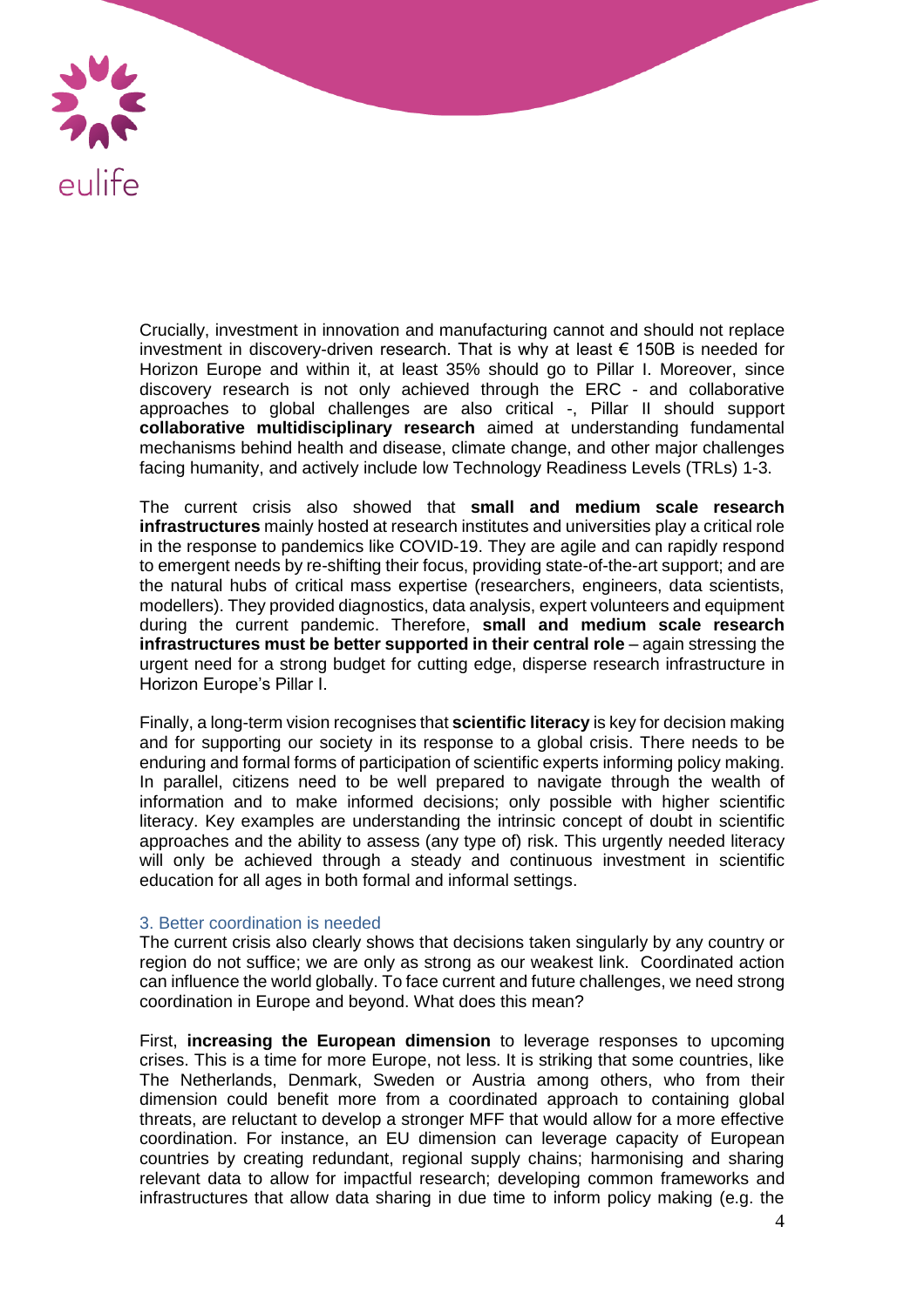Crucially, investment in innovation and manufacturing cannot and should not replace investment in discovery-driven research. That is why at least € 150B is needed for Horizon Europe and within it, at least 35% should go to Pillar I. Moreover, since discovery research is not only achieved through the ERC - and collaborative approaches to global challenges are also critical -, Pillar II should support **collaborative multidisciplinary research** aimed at understanding fundamental mechanisms behind health and disease, climate change, and other major challenges facing humanity, and actively include low Technology Readiness Levels (TRLs) 1-3.

The current crisis also showed that **small and medium scale research infrastructures** mainly hosted at research institutes and universities play a critical role in the response to pandemics like COVID-19. They are agile and can rapidly respond to emergent needs by re-shifting their focus, providing state-of-the-art support; and are the natural hubs of critical mass expertise (researchers, engineers, data scientists, modellers). They provided diagnostics, data analysis, expert volunteers and equipment during the current pandemic. Therefore, **small and medium scale research infrastructures must be better supported in their central role** – again stressing the urgent need for a strong budget for cutting edge, disperse research infrastructure in Horizon Europe's Pillar I.

Finally, a long-term vision recognises that **scientific literacy** is key for decision making and for supporting our society in its response to a global crisis. There needs to be enduring and formal forms of participation of scientific experts informing policy making. In parallel, citizens need to be well prepared to navigate through the wealth of information and to make informed decisions; only possible with higher scientific literacy. Key examples are understanding the intrinsic concept of doubt in scientific approaches and the ability to assess (any type of) risk. This urgently needed literacy will only be achieved through a steady and continuous investment in scientific education for all ages in both formal and informal settings.

### 3. Better coordination is needed

The current crisis also clearly shows that decisions taken singularly by any country or region do not suffice; we are only as strong as our weakest link. Coordinated action can influence the world globally. To face current and future challenges, we need strong coordination in Europe and beyond. What does this mean?

First, **increasing the European dimension** to leverage responses to upcoming crises. This is a time for more Europe, not less. It is striking that some countries, like The Netherlands, Denmark, Sweden or Austria among others, who from their dimension could benefit more from a coordinated approach to containing global threats, are reluctant to develop a stronger MFF that would allow for a more effective coordination. For instance, an EU dimension can leverage capacity of European countries by creating redundant, regional supply chains; harmonising and sharing relevant data to allow for impactful research; developing common frameworks and infrastructures that allow data sharing in due time to inform policy making (e.g. the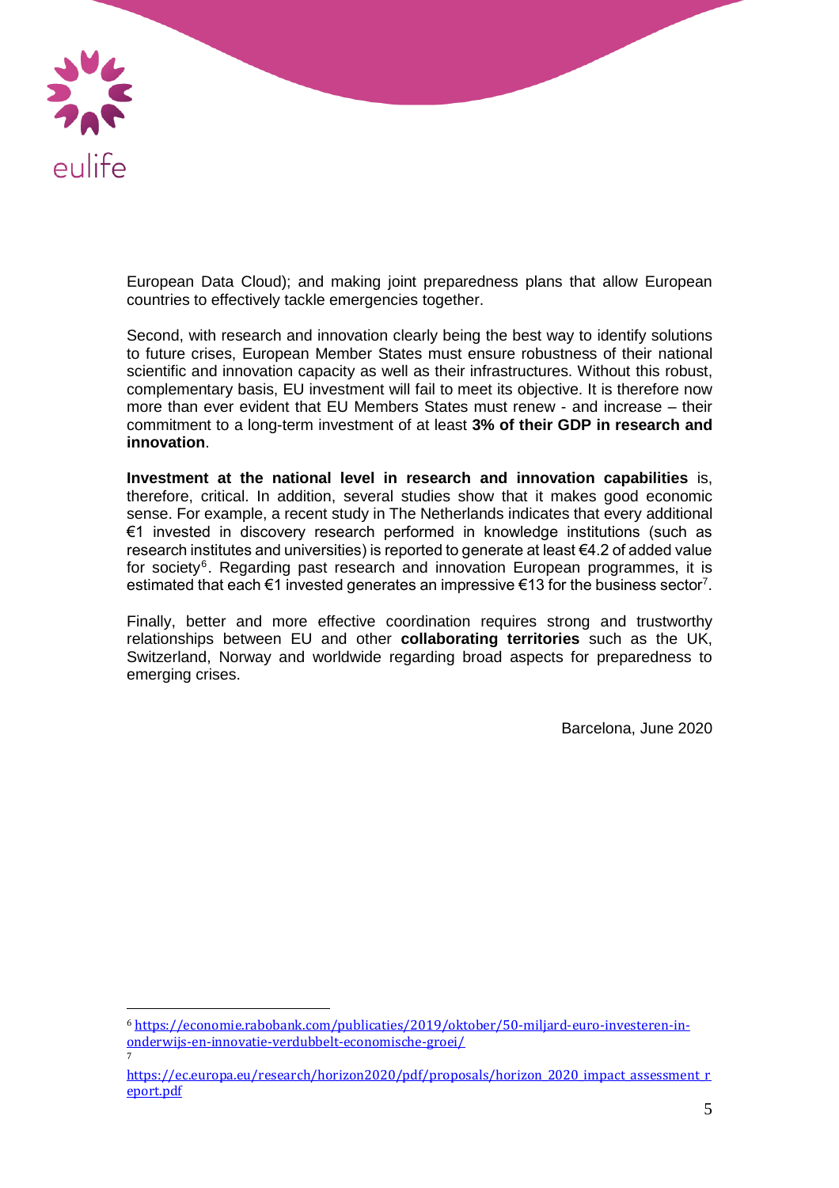European Data Cloud); and making joint preparedness plans that allow European countries to effectively tackle emergencies together.

Second, with research and innovation clearly being the best way to identify solutions to future crises, European Member States must ensure robustness of their national scientific and innovation capacity as well as their infrastructures. Without this robust, complementary basis, EU investment will fail to meet its objective. It is therefore now more than ever evident that EU Members States must renew - and increase – their commitment to a long-term investment of at least **3% of their GDP in research and innovation**.

**Investment at the national level in research and innovation capabilities** is, therefore, critical. In addition, several studies show that it makes good economic sense. For example, a recent study in The Netherlands indicates that every additional €1 invested in discovery research performed in knowledge institutions (such as research institutes and universities) is reported to generate at least €4.2 of added value for society[6]. Regarding past research and innovation European programmes, it is estimated that each €1 invested generates an impressive €13 for the business sector[7].

Finally, better and more effective coordination requires strong and trustworthy relationships between EU and other **collaborating territories** such as the UK, Switzerland, Norway and worldwide regarding broad aspects for preparedness to emerging crises.

Barcelona, June 2020

---

[6] https://economie.rabobank.com/publicaties/2019/oktober/50-miljard-euro-investeren-in-onderwijs-en-innovatie-verdubbelt-economische-groei/

[7] https://ec.europa.eu/research/horizon2020/pdf/proposals/horizon_2020_impact_assessment_report.pdf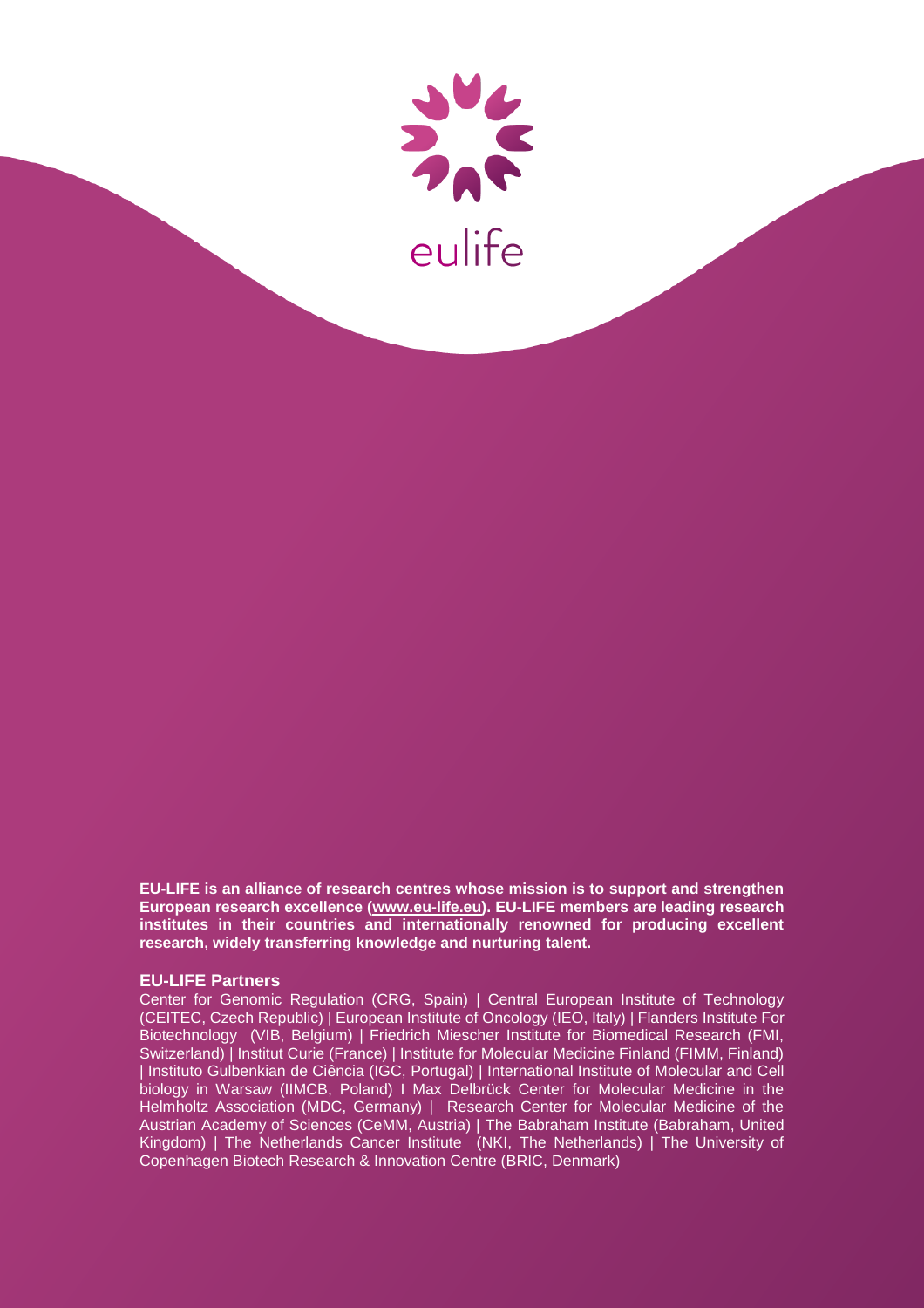eulife

**EU-LIFE is an alliance of research centres whose mission is to support and strengthen European research excellence (www.eu-life.eu). EU-LIFE members are leading research institutes in their countries and internationally renowned for producing excellent research, widely transferring knowledge and nurturing talent.**

**EU-LIFE Partners**

Center for Genomic Regulation (CRG, Spain) | Central European Institute of Technology (CEITEC, Czech Republic) | European Institute of Oncology (IEO, Italy) | Flanders Institute For Biotechnology (VIB, Belgium) | Friedrich Miescher Institute for Biomedical Research (FMI, Switzerland) | Institut Curie (France) | Institute for Molecular Medicine Finland (FIMM, Finland) | Instituto Gulbenkian de Ciência (IGC, Portugal) | International Institute of Molecular and Cell biology in Warsaw (IIMCB, Poland) I Max Delbrück Center for Molecular Medicine in the Helmholtz Association (MDC, Germany) | Research Center for Molecular Medicine of the Austrian Academy of Sciences (CeMM, Austria) | The Babraham Institute (Babraham, United Kingdom) | The Netherlands Cancer Institute (NKI, The Netherlands) | The University of Copenhagen Biotech Research & Innovation Centre (BRIC, Denmark)